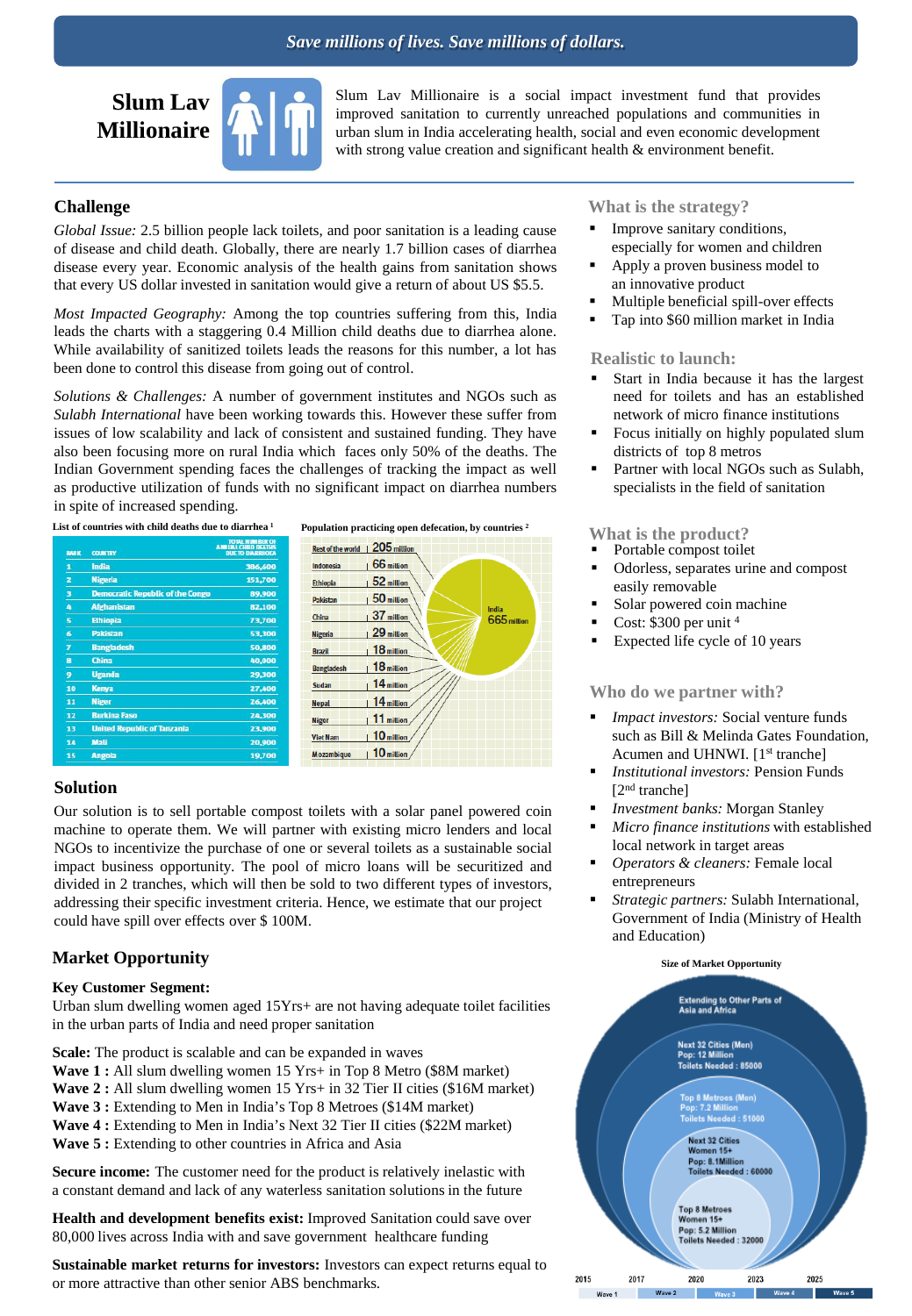*Save millions of lives. Save millions of dollars.*

# Slum Lav Millionaire

Slum Lav Millionaire is a social impact investment fund that provides improved sanitation to currently unreached populations and communities in urban slum in India accelerating health, social and even economic development with strong value creation and significant health & environment benefit.

## Challenge

*Global Issue:* 2.5 billion people lack toilets, and poor sanitation is a leading cause of disease and child death. Globally, there are nearly 1.7 billion cases of diarrhea disease every year. Economic analysis of the health gains from sanitation shows that every US dollar invested in sanitation would give a return of about US $5.5.

*Most Impacted Geography:* Among the top countries suffering from this, India leads the charts with a staggering 0.4 Million child deaths due to diarrhea alone. While availability of sanitized toilets leads the reasons for this number, a lot has been done to control this disease from going out of control.

*Solutions & Challenges:* A number of government institutes and NGOs such as *Sulabh International* have been working towards this. However these suffer from issues of low scalability and lack of consistent and sustained funding. They have also been focusing more on rural India which faces only 50% of the deaths. The Indian Government spending faces the challenges of tracking the impact as well as productive utilization of funds with no significant impact on diarrhea numbers in spite of increased spending.

**List of countries with child deaths due to diarrhea** [1]

| RANK | COUNTRY | TOTAL NUMBER OF ANNUAL CHILD DEATHS DUE TO DIARRHOEA |
|---|---|---|
| 1 | India | 386,600 |
| 2 | Nigeria | 151,700 |
| 3 | Democratic Republic of the Congo | 89,900 |
| 4 | Afghanistan | 82,100 |
| 5 | Ethiopia | 73,700 |
| 6 | Pakistan | 53,300 |
| 7 | Bangladesh | 50,800 |
| 8 | China | 40,000 |
| 9 | Uganda | 29,300 |
| 10 | Kenya | 27,400 |
| 11 | Niger | 26,400 |
| 12 | Burkina Faso | 24,300 |
| 13 | United Republic of Tanzania | 23,900 |
| 14 | Mali | 20,900 |
| 15 | Angola | 19,700 |

**Population practicing open defecation, by countries** [2]

| Country | Population |
|---|---|
| Rest of the world | 205 million |
| Indonesia | 66 million |
| Ethiopia | 52 million |
| Pakistan | 50 million |
| China | 37 million |
| Nigeria | 29 million |
| Brazil | 18 million |
| Bangladesh | 18 million |
| Sudan | 14 million |
| Nepal | 14 million |
| Niger | 11 million |
| Viet Nam | 10 million |
| Mozambique | 10 million |
| India | 665 million |

## Solution

Our solution is to sell portable compost toilets with a solar panel powered coin machine to operate them. We will partner with existing micro lenders and local NGOs to incentivize the purchase of one or several toilets as a sustainable social impact business opportunity. The pool of micro loans will be securitized and divided in 2 tranches, which will then be sold to two different types of investors, addressing their specific investment criteria. Hence, we estimate that our project could have spill over effects over $ 100M.

## Market Opportunity

**Key Customer Segment:**
Urban slum dwelling women aged 15Yrs+ are not having adequate toilet facilities in the urban parts of India and need proper sanitation

**Scale:** The product is scalable and can be expanded in waves
**Wave 1 :** All slum dwelling women 15 Yrs+ in Top 8 Metro ($8M market)
**Wave 2 :** All slum dwelling women 15 Yrs+ in 32 Tier II cities ($16M market)
**Wave 3 :** Extending to Men in India's Top 8 Metroes ($14M market)
**Wave 4 :** Extending to Men in India's Next 32 Tier II cities ($22M market)
**Wave 5 :** Extending to other countries in Africa and Asia

**Secure income:** The customer need for the product is relatively inelastic with a constant demand and lack of any waterless sanitation solutions in the future

**Health and development benefits exist:** Improved Sanitation could save over 80,000 lives across India with and save government healthcare funding

**Sustainable market returns for investors:** Investors can expect returns equal to or more attractive than other senior ABS benchmarks.

## What is the strategy?

- Improve sanitary conditions, especially for women and children
- Apply a proven business model to an innovative product
- Multiple beneficial spill-over effects
- Tap into $60 million market in India

## Realistic to launch:

- Start in India because it has the largest need for toilets and has an established network of micro finance institutions
- Focus initially on highly populated slum districts of top 8 metros
- Partner with local NGOs such as Sulabh, specialists in the field of sanitation

## What is the product?

- Portable compost toilet
- Odorless, separates urine and compost easily removable
- Solar powered coin machine
- Cost: $300 per unit [4]
- Expected life cycle of 10 years

## Who do we partner with?

- *Impact investors:* Social venture funds such as Bill & Melinda Gates Foundation, Acumen and UHNWI. [1st tranche]
- *Institutional investors:* Pension Funds [2nd tranche]
- *Investment banks:* Morgan Stanley
- *Micro finance institutions* with established local network in target areas
- *Operators & cleaners:* Female local entrepreneurs
- *Strategic partners:* Sulabh International, Government of India (Ministry of Health and Education)

**Size of Market Opportunity**

| Wave | Year | Segment |
|---|---|---|
| Wave 1 | 2015 | Top 8 Metroes, Women 15+, Pop: 5.2 Million, Toilets Needed : 32000 |
| Wave 2 | 2017 | Next 32 Cities, Women 15+, Pop: 8.1Million, Toilets Needed : 60000 |
| Wave 3 | 2020 | Top 8 Metroes (Men), Pop: 7.2 Million, Toilets Needed : 51000 |
| Wave 4 | 2023 | Next 32 Cities (Men), Pop: 12 Million, Toilets Needed : 85000 |
| Wave 5 | 2025 | Extending to Other Parts of Asia and Africa |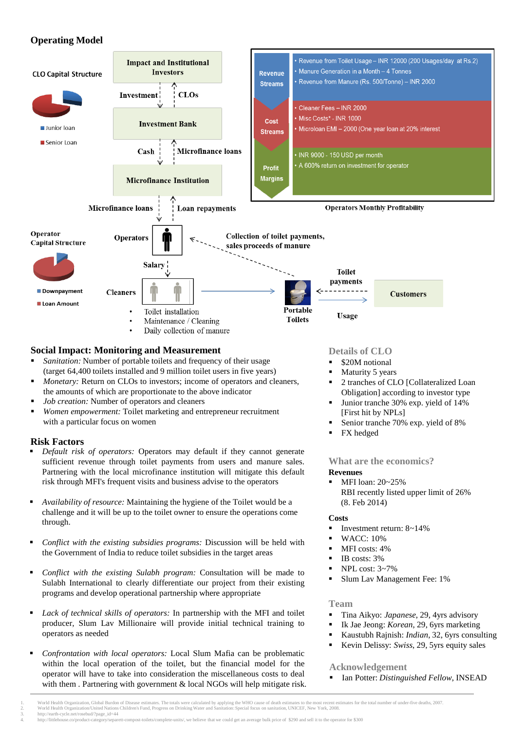## Operating Model

CLO Capital Structure

Junior loan

Senior Loan

Impact and Institutional Investors

Investment

CLOs

Investment Bank

Cash

Microfinance loans

Microfinance Institution

Microfinance loans

Loan repayments

Operator Capital Structure

Downpayment

Loan Amount

Operators

Collection of toilet payments, sales proceeds of manure

Salary

Cleaners

Portable Toilets

Toilet payments

Customers

Usage

- Toilet installation
- Maintenance / Cleaning
- Daily collection of manure

| | |
|---|---|
| Revenue Streams | • Revenue from Toilet Usage – INR 12000 (200 Usages/day at Rs.2)<br>• Manure Generation in a Month – 4 Tonnes<br>• Revenue from Manure (Rs. 500/Tonne) – INR 2000 |
| Cost Streams | • Cleaner Fees – INR 2000<br>• Misc Costs* - INR 1000<br>• Microloan EMI – 2000 (One year loan at 20% interest |
| Profit Margins | • INR 9000 - 150 USD per month<br>• A 600% return on investment for operator |

Operators Monthly Profitability

### Social Impact: Monitoring and Measurement

- *Sanitation:* Number of portable toilets and frequency of their usage (target 64,400 toilets installed and 9 million toilet users in five years)
- *Monetary:* Return on CLOs to investors; income of operators and cleaners, the amounts of which are proportionate to the above indicator
- *Job creation:* Number of operators and cleaners
- *Women empowerment:* Toilet marketing and entrepreneur recruitment with a particular focus on women

### Risk Factors

- *Default risk of operators:* Operators may default if they cannot generate sufficient revenue through toilet payments from users and manure sales. Partnering with the local microfinance institution will mitigate this default risk through MFI's frequent visits and business advise to the operators
- *Availability of resource:* Maintaining the hygiene of the Toilet would be a challenge and it will be up to the toilet owner to ensure the operations come through.
- *Conflict with the existing subsidies programs:* Discussion will be held with the Government of India to reduce toilet subsidies in the target areas
- *Conflict with the existing Sulabh program:* Consultation will be made to Sulabh International to clearly differentiate our project from their existing programs and develop operational partnership where appropriate
- *Lack of technical skills of operators:* In partnership with the MFI and toilet producer, Slum Lav Millionaire will provide initial technical training to operators as needed
- *Confrontation with local operators:* Local Slum Mafia can be problematic within the local operation of the toilet, but the financial model for the operator will have to take into consideration the miscellaneous costs to deal with them . Partnering with government & local NGOs will help mitigate risk.

### Details of CLO

- $20M notional
- Maturity 5 years
- 2 tranches of CLO [Collateralized Loan Obligation] according to investor type
- Junior tranche 30% exp. yield of 14% [First hit by NPLs]
- Senior tranche 70% exp. yield of 8%
- FX hedged

### What are the economics?

**Revenues**

- MFI loan: 20~25%
  RBI recently listed upper limit of 26% (8. Feb 2014)

**Costs**

- Investment return: 8~14%
- WACC: 10%
- MFI costs: 4%
- IB costs: 3%
- NPL cost: 3~7%
- Slum Lav Management Fee: 1%

### Team

- Tina Aikyo: *Japanese*, 29, 4yrs advisory
- Ik Jae Jeong: *Korean*, 29, 6yrs marketing
- Kaustubh Rajnish: *Indian*, 32, 6yrs consulting
- Kevin Delissy: *Swiss*, 29, 5yrs equity sales

### Acknowledgement

- Ian Potter: *Distinguished Fellow*, INSEAD

---

1. World Health Organization, Global Burden of Disease estimates. The totals were calculated by applying the WHO cause of death estimates to the most recent estimates for the total number of under-five deaths, 2007.
2. World Health Organization/United Nations Children's Fund, Progress on Drinking Water and Sanitation: Special focus on sanitation, UNICEF, New York, 2008.
3. http://earth-cycle.net/rosebud/?page_id=44
4. http://littlehouse.co/product-category/separett-compost-toilets/complete-units/, we believe that we could get an average bulk price of $290 and sell it to the operator for $300